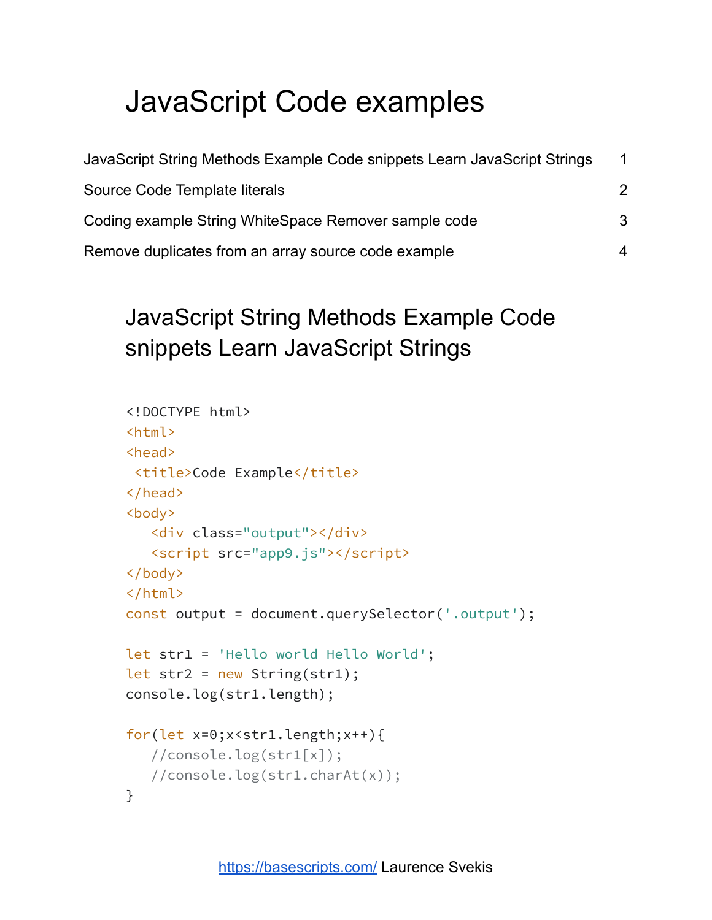# JavaScript Code examples

| | |
|---|---|
| JavaScript String Methods Example Code snippets Learn JavaScript Strings | 1 |
| Source Code Template literals | 2 |
| Coding example String WhiteSpace Remover sample code | 3 |
| Remove duplicates from an array source code example | 4 |

## JavaScript String Methods Example Code snippets Learn JavaScript Strings

```
<!DOCTYPE html>
<html>
<head>
 <title>Code Example</title>
</head>
<body>
   <div class="output"></div>
   <script src="app9.js"></script>
</body>
</html>
const output = document.querySelector('.output');

let str1 = 'Hello world Hello World';
let str2 = new String(str1);
console.log(str1.length);

for(let x=0;x<str1.length;x++){
   //console.log(str1[x]);
   //console.log(str1.charAt(x));
}
```

https://basescripts.com/ Laurence Svekis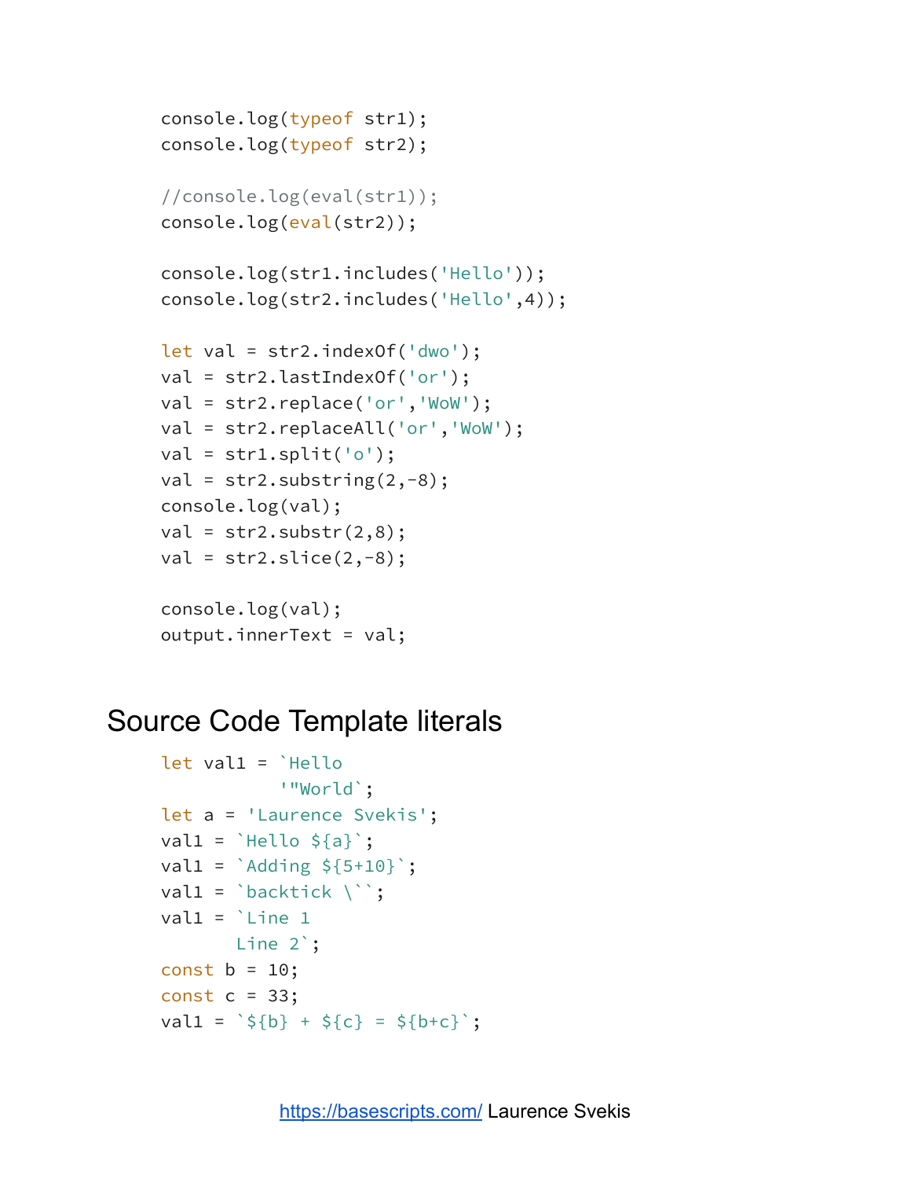```
console.log(typeof str1);
console.log(typeof str2);

//console.log(eval(str1));
console.log(eval(str2));

console.log(str1.includes('Hello'));
console.log(str2.includes('Hello',4));

let val = str2.indexOf('dwo');
val = str2.lastIndexOf('or');
val = str2.replace('or','WoW');
val = str2.replaceAll('or','WoW');
val = str1.split('o');
val = str2.substring(2,-8);
console.log(val);
val = str2.substr(2,8);
val = str2.slice(2,-8);

console.log(val);
output.innerText = val;
```

## Source Code Template literals

```
let val1 = `Hello
           '"World`;
let a = 'Laurence Svekis';
val1 = `Hello ${a}`;
val1 = `Adding ${5+10}`;
val1 = `backtick \``;
val1 = `Line 1
       Line 2`;
const b = 10;
const c = 33;
val1 = `${b} + ${c} = ${b+c}`;
```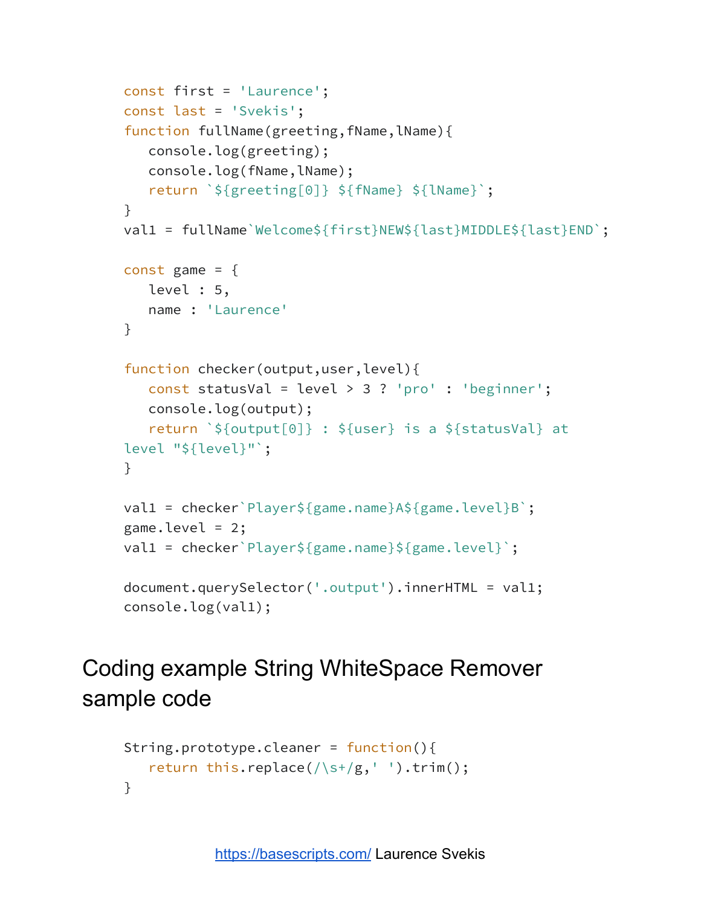```
const first = 'Laurence';
const last = 'Svekis';
function fullName(greeting,fName,lName){
   console.log(greeting);
   console.log(fName,lName);
   return `${greeting[0]} ${fName} ${lName}`;
}
val1 = fullName`Welcome${first}NEW${last}MIDDLE${last}END`;

const game = {
   level : 5,
   name : 'Laurence'
}

function checker(output,user,level){
   const statusVal = level > 3 ? 'pro' : 'beginner';
   console.log(output);
   return `${output[0]} : ${user} is a ${statusVal} at
level "${level}"`;
}

val1 = checker`Player${game.name}A${game.level}B`;
game.level = 2;
val1 = checker`Player${game.name}${game.level}`;

document.querySelector('.output').innerHTML = val1;
console.log(val1);
```

## Coding example String WhiteSpace Remover sample code

```
String.prototype.cleaner = function(){
   return this.replace(/\s+/g,' ').trim();
}
```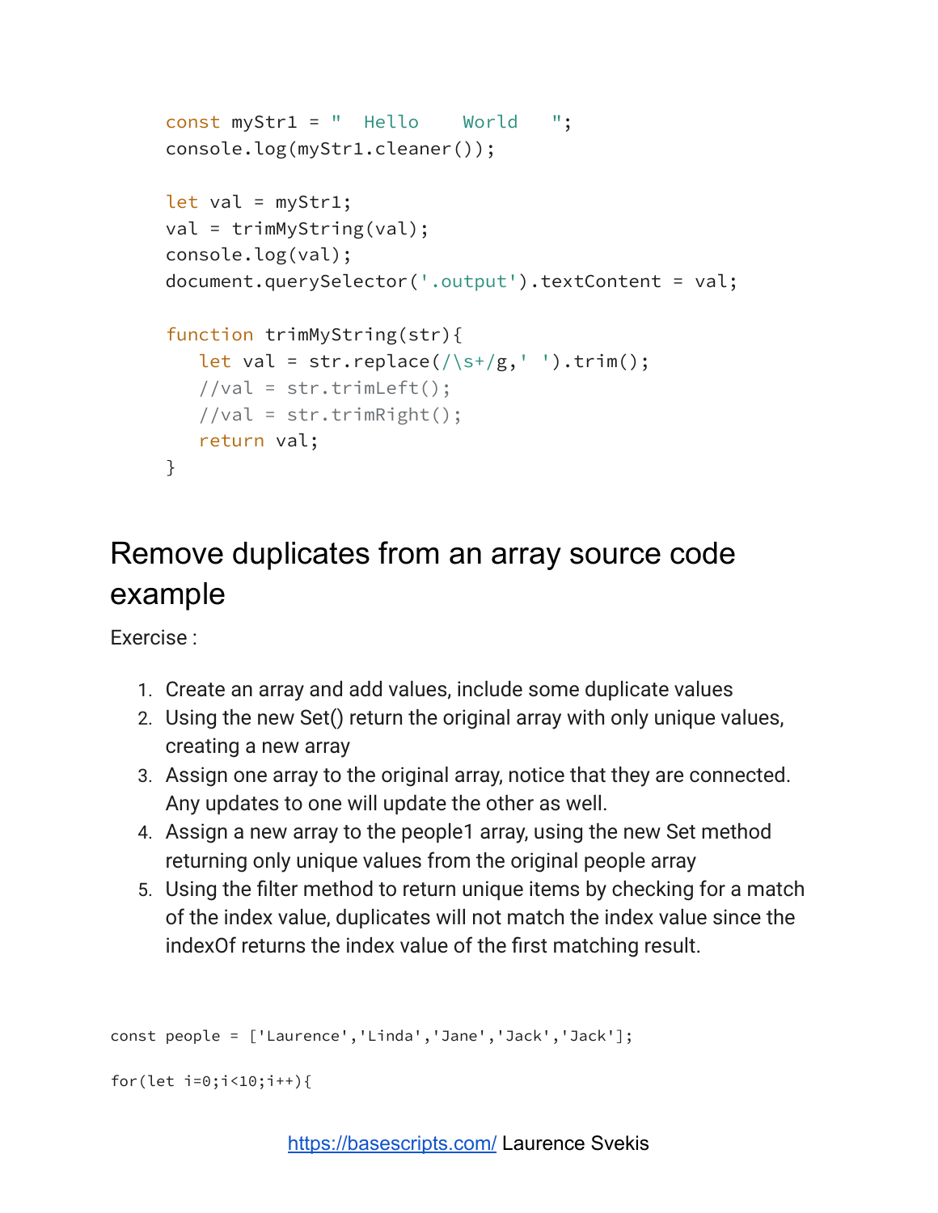```
const myStr1 = "  Hello    World   ";
console.log(myStr1.cleaner());

let val = myStr1;
val = trimMyString(val);
console.log(val);
document.querySelector('.output').textContent = val;

function trimMyString(str){
   let val = str.replace(/\s+/g,' ').trim();
   //val = str.trimLeft();
   //val = str.trimRight();
   return val;
}
```

## Remove duplicates from an array source code example

Exercise :

1. Create an array and add values, include some duplicate values
2. Using the new Set() return the original array with only unique values, creating a new array
3. Assign one array to the original array, notice that they are connected. Any updates to one will update the other as well.
4. Assign a new array to the people1 array, using the new Set method returning only unique values from the original people array
5. Using the filter method to return unique items by checking for a match of the index value, duplicates will not match the index value since the indexOf returns the index value of the first matching result.

```
const people = ['Laurence','Linda','Jane','Jack','Jack'];

for(let i=0;i<10;i++){
```

https://basescripts.com/ Laurence Svekis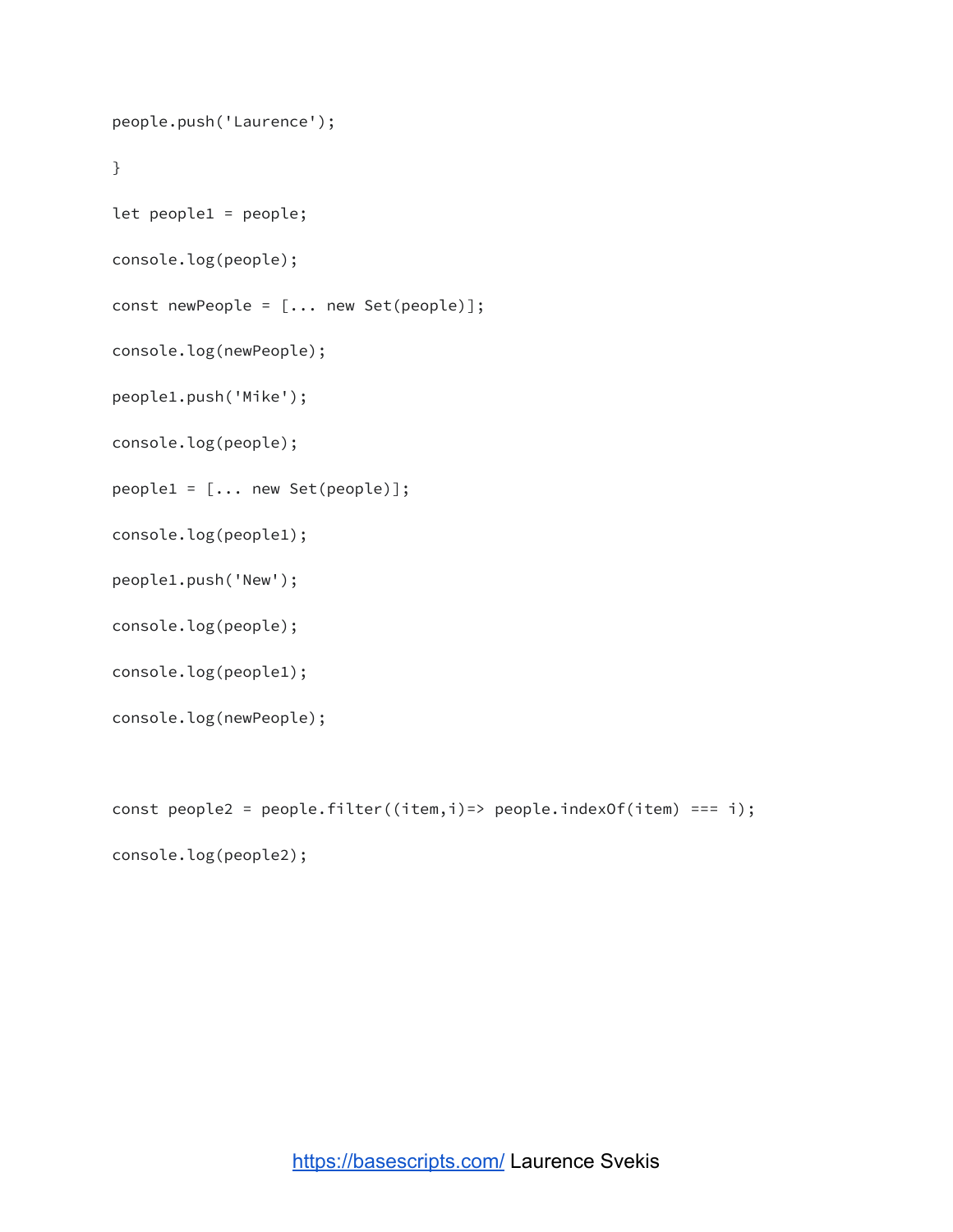```
people.push('Laurence');

}

let people1 = people;

console.log(people);

const newPeople = [... new Set(people)];

console.log(newPeople);

people1.push('Mike');

console.log(people);

people1 = [... new Set(people)];

console.log(people1);

people1.push('New');

console.log(people);

console.log(people1);

console.log(newPeople);


const people2 = people.filter((item,i)=> people.indexOf(item) === i);

console.log(people2);
```

https://basescripts.com/ Laurence Svekis